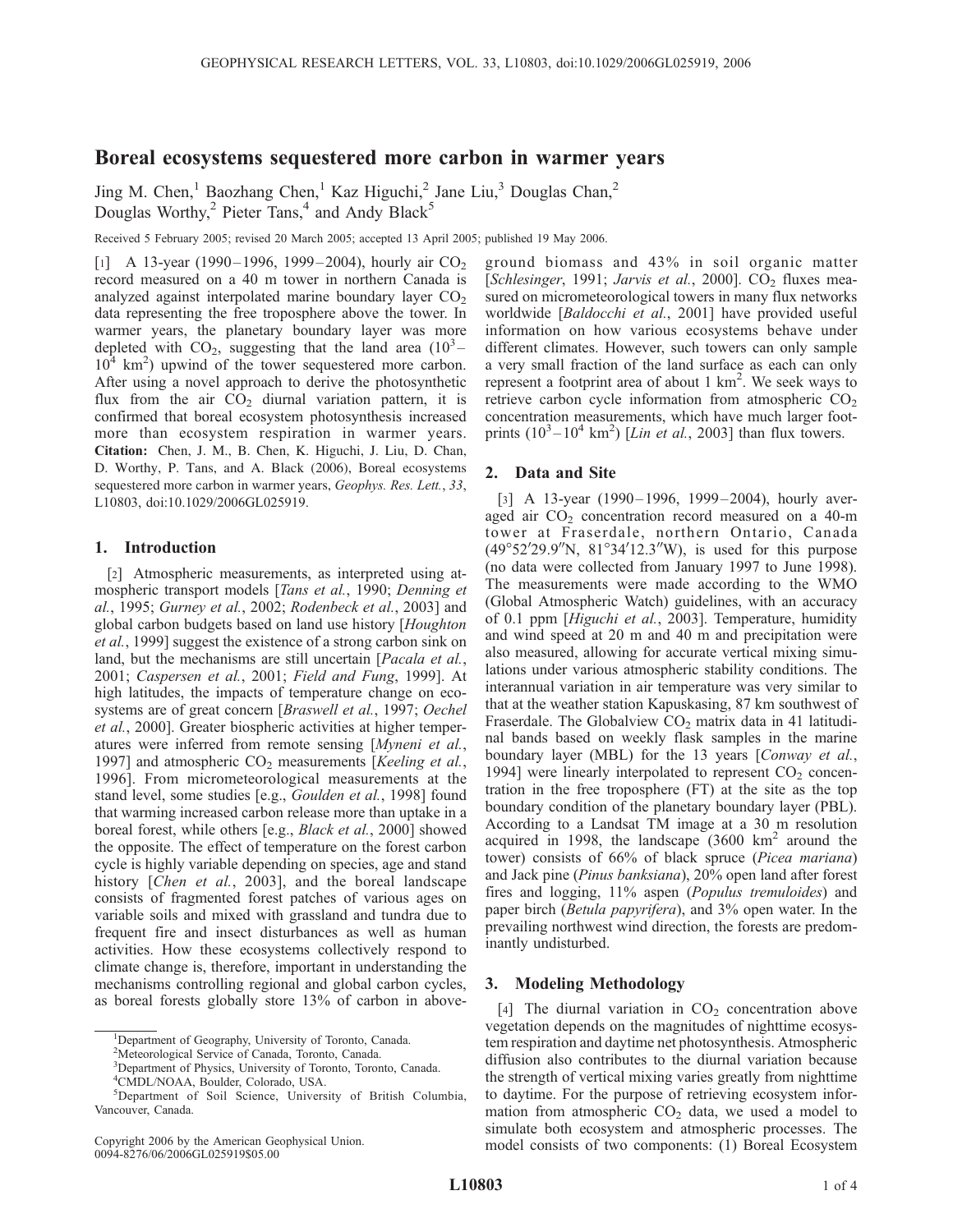# Boreal ecosystems sequestered more carbon in warmer years

Jing M. Chen,[1] Baozhang Chen,[1] Kaz Higuchi,[2] Jane Liu,[3] Douglas Chan,[2] Douglas Worthy,[2] Pieter Tans,[4] and Andy Black[5]

Received 5 February 2005; revised 20 March 2005; accepted 13 April 2005; published 19 May 2006.

[1] A 13-year (1990–1996, 1999–2004), hourly air $CO_2$ record measured on a 40 m tower in northern Canada is analyzed against interpolated marine boundary layer $CO_2$ data representing the free troposphere above the tower. In warmer years, the planetary boundary layer was more depleted with $CO_2$, suggesting that the land area ($10^3$–$10^4$ km$^2$) upwind of the tower sequestered more carbon. After using a novel approach to derive the photosynthetic flux from the air $CO_2$ diurnal variation pattern, it is confirmed that boreal ecosystem photosynthesis increased more than ecosystem respiration in warmer years. **Citation:** Chen, J. M., B. Chen, K. Higuchi, J. Liu, D. Chan, D. Worthy, P. Tans, and A. Black (2006), Boreal ecosystems sequestered more carbon in warmer years, *Geophys. Res. Lett.*, *33*, L10803, doi:10.1029/2006GL025919.

## 1. Introduction

[2] Atmospheric measurements, as interpreted using atmospheric transport models [*Tans et al.*, 1990; *Denning et al.*, 1995; *Gurney et al.*, 2002; *Rodenbeck et al.*, 2003] and global carbon budgets based on land use history [*Houghton et al.*, 1999] suggest the existence of a strong carbon sink on land, but the mechanisms are still uncertain [*Pacala et al.*, 2001; *Caspersen et al.*, 2001; *Field and Fung*, 1999]. At high latitudes, the impacts of temperature change on ecosystems are of great concern [*Braswell et al.*, 1997; *Oechel et al.*, 2000]. Greater biospheric activities at higher temperatures were inferred from remote sensing [*Myneni et al.*, 1997] and atmospheric $CO_2$ measurements [*Keeling et al.*, 1996]. From micrometeorological measurements at the stand level, some studies [e.g., *Goulden et al.*, 1998] found that warming increased carbon release more than uptake in a boreal forest, while others [e.g., *Black et al.*, 2000] showed the opposite. The effect of temperature on the forest carbon cycle is highly variable depending on species, age and stand history [*Chen et al.*, 2003], and the boreal landscape consists of fragmented forest patches of various ages on variable soils and mixed with grassland and tundra due to frequent fire and insect disturbances as well as human activities. How these ecosystems collectively respond to climate change is, therefore, important in understanding the mechanisms controlling regional and global carbon cycles, as boreal forests globally store 13% of carbon in aboveground biomass and 43% in soil organic matter [*Schlesinger*, 1991; *Jarvis et al.*, 2000]. $CO_2$ fluxes measured on micrometeorological towers in many flux networks worldwide [*Baldocchi et al.*, 2001] have provided useful information on how various ecosystems behave under different climates. However, such towers can only sample a very small fraction of the land surface as each can only represent a footprint area of about 1 km$^2$. We seek ways to retrieve carbon cycle information from atmospheric $CO_2$ concentration measurements, which have much larger footprints ($10^3$–$10^4$ km$^2$) [*Lin et al.*, 2003] than flux towers.

## 2. Data and Site

[3] A 13-year (1990–1996, 1999–2004), hourly averaged air $CO_2$ concentration record measured on a 40-m tower at Fraserdale, northern Ontario, Canada (49°52′29.9″N, 81°34′12.3″W), is used for this purpose (no data were collected from January 1997 to June 1998). The measurements were made according to the WMO (Global Atmospheric Watch) guidelines, with an accuracy of 0.1 ppm [*Higuchi et al.*, 2003]. Temperature, humidity and wind speed at 20 m and 40 m and precipitation were also measured, allowing for accurate vertical mixing simulations under various atmospheric stability conditions. The interannual variation in air temperature was very similar to that at the weather station Kapuskasing, 87 km southwest of Fraserdale. The Globalview $CO_2$ matrix data in 41 latitudinal bands based on weekly flask samples in the marine boundary layer (MBL) for the 13 years [*Conway et al.*, 1994] were linearly interpolated to represent $CO_2$ concentration in the free troposphere (FT) at the site as the top boundary condition of the planetary boundary layer (PBL). According to a Landsat TM image at a 30 m resolution acquired in 1998, the landscape (3600 km$^2$ around the tower) consists of 66% of black spruce (*Picea mariana*) and Jack pine (*Pinus banksiana*), 20% open land after forest fires and logging, 11% aspen (*Populus tremuloides*) and paper birch (*Betula papyrifera*), and 3% open water. In the prevailing northwest wind direction, the forests are predominantly undisturbed.

## 3. Modeling Methodology

[4] The diurnal variation in $CO_2$ concentration above vegetation depends on the magnitudes of nighttime ecosystem respiration and daytime net photosynthesis. Atmospheric diffusion also contributes to the diurnal variation because the strength of vertical mixing varies greatly from nighttime to daytime. For the purpose of retrieving ecosystem information from atmospheric $CO_2$ data, we used a model to simulate both ecosystem and atmospheric processes. The model consists of two components: (1) Boreal Ecosystem

---

[1]Department of Geography, University of Toronto, Canada.
[2]Meteorological Service of Canada, Toronto, Canada.
[3]Department of Physics, University of Toronto, Toronto, Canada.
[4]CMDL/NOAA, Boulder, Colorado, USA.
[5]Department of Soil Science, University of British Columbia, Vancouver, Canada.

Copyright 2006 by the American Geophysical Union.
0094-8276/06/2006GL025919$05.00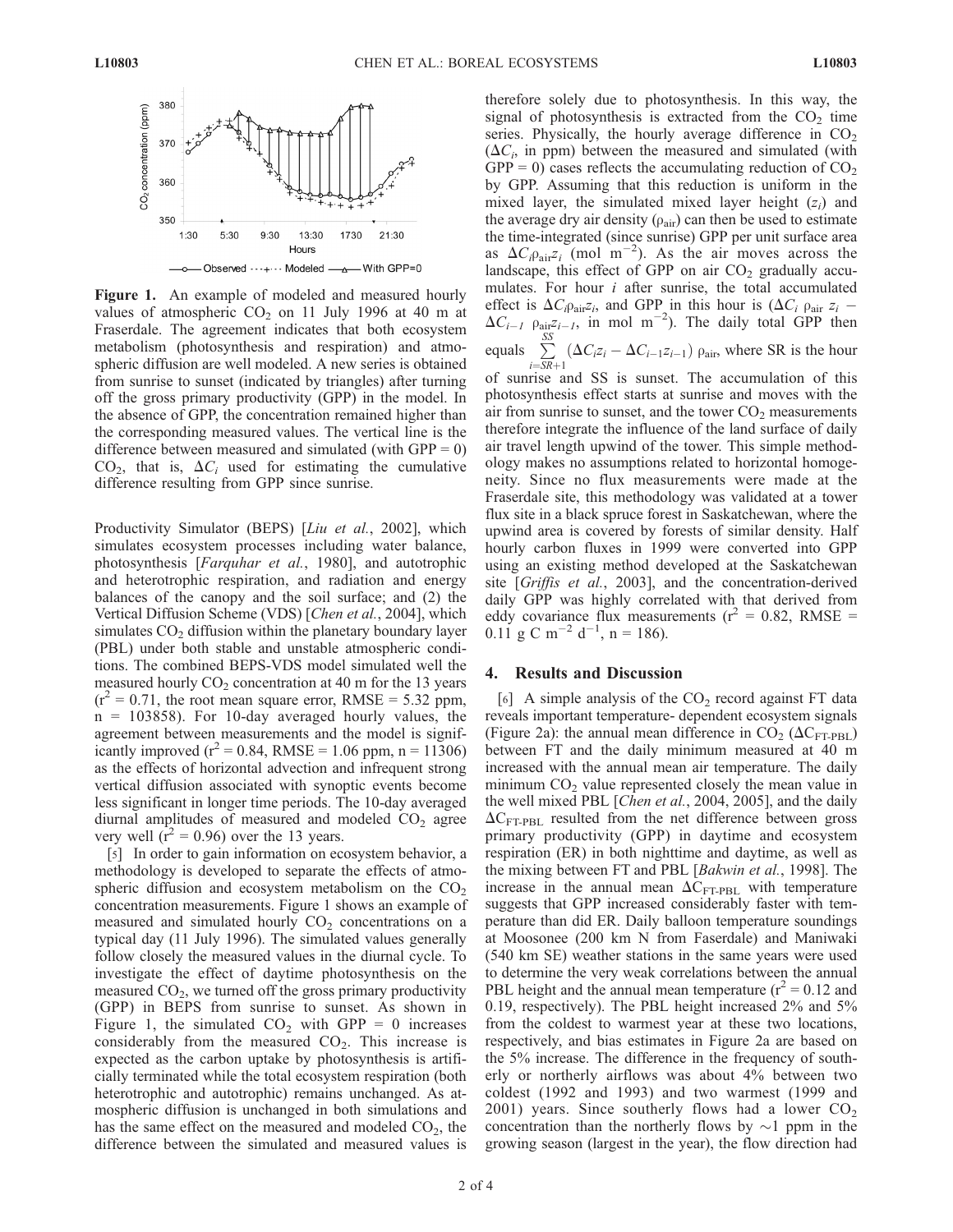**Figure 1.** An example of modeled and measured hourly values of atmospheric $CO_2$ on 11 July 1996 at 40 m at Fraserdale. The agreement indicates that both ecosystem metabolism (photosynthesis and respiration) and atmospheric diffusion are well modeled. A new series is obtained from sunrise to sunset (indicated by triangles) after turning off the gross primary productivity (GPP) in the model. In the absence of GPP, the concentration remained higher than the corresponding measured values. The vertical line is the difference between measured and simulated (with GPP = 0) $CO_2$, that is, $\Delta C_i$ used for estimating the cumulative difference resulting from GPP since sunrise.

Productivity Simulator (BEPS) [*Liu et al.*, 2002], which simulates ecosystem processes including water balance, photosynthesis [*Farquhar et al.*, 1980], and autotrophic and heterotrophic respiration, and radiation and energy balances of the canopy and the soil surface; and (2) the Vertical Diffusion Scheme (VDS) [*Chen et al.*, 2004], which simulates $CO_2$ diffusion within the planetary boundary layer (PBL) under both stable and unstable atmospheric conditions. The combined BEPS-VDS model simulated well the measured hourly $CO_2$ concentration at 40 m for the 13 years ($r^2 = 0.71$, the root mean square error, RMSE = 5.32 ppm, n = 103858). For 10-day averaged hourly values, the agreement between measurements and the model is significantly improved ($r^2 = 0.84$, RMSE = 1.06 ppm, n = 11306) as the effects of horizontal advection and infrequent strong vertical diffusion associated with synoptic events become less significant in longer time periods. The 10-day averaged diurnal amplitudes of measured and modeled $CO_2$ agree very well ($r^2 = 0.96$) over the 13 years.

[5] In order to gain information on ecosystem behavior, a methodology is developed to separate the effects of atmospheric diffusion and ecosystem metabolism on the $CO_2$ concentration measurements. Figure 1 shows an example of measured and simulated hourly $CO_2$ concentrations on a typical day (11 July 1996). The simulated values generally follow closely the measured values in the diurnal cycle. To investigate the effect of daytime photosynthesis on the measured $CO_2$, we turned off the gross primary productivity (GPP) in BEPS from sunrise to sunset. As shown in Figure 1, the simulated $CO_2$ with GPP = 0 increases considerably from the measured $CO_2$. This increase is expected as the carbon uptake by photosynthesis is artificially terminated while the total ecosystem respiration (both heterotrophic and autotrophic) remains unchanged. As atmospheric diffusion is unchanged in both simulations and has the same effect on the measured and modeled $CO_2$, the difference between the simulated and measured values is therefore solely due to photosynthesis. In this way, the signal of photosynthesis is extracted from the $CO_2$ time series. Physically, the hourly average difference in $CO_2$ ($\Delta C_i$, in ppm) between the measured and simulated (with GPP = 0) cases reflects the accumulating reduction of $CO_2$ by GPP. Assuming that this reduction is uniform in the mixed layer, the simulated mixed layer height ($z_i$) and the average dry air density ($\rho_{air}$) can then be used to estimate the time-integrated (since sunrise) GPP per unit surface area as $\Delta C_i \rho_{air} z_i$ (mol m$^{-2}$). As the air moves across the landscape, this effect of GPP on air $CO_2$ gradually accumulates. For hour $i$ after sunrise, the total accumulated effect is $\Delta C_i \rho_{air} z_i$, and GPP in this hour is ($\Delta C_i\ \rho_{air}\ z_i - \Delta C_{i-1}\ \rho_{air} z_{i-1}$, in mol m$^{-2}$). The daily total GPP then equals $\sum_{i=SR+1}^{SS} (\Delta C_i z_i - \Delta C_{i-1} z_{i-1})\ \rho_{air}$, where SR is the hour of sunrise and SS is sunset. The accumulation of this photosynthesis effect starts at sunrise and moves with the air from sunrise to sunset, and the tower $CO_2$ measurements therefore integrate the influence of the land surface of daily air travel length upwind of the tower. This simple methodology makes no assumptions related to horizontal homogeneity. Since no flux measurements were made at the Fraserdale site, this methodology was validated at a tower flux site in a black spruce forest in Saskatchewan, where the upwind area is covered by forests of similar density. Half hourly carbon fluxes in 1999 were converted into GPP using an existing method developed at the Saskatchewan site [*Griffis et al.*, 2003], and the concentration-derived daily GPP was highly correlated with that derived from eddy covariance flux measurements ($r^2 = 0.82$, RMSE = 0.11 g C m$^{-2}$ d$^{-1}$, n = 186).

## 4. Results and Discussion

[6] A simple analysis of the $CO_2$ record against FT data reveals important temperature- dependent ecosystem signals (Figure 2a): the annual mean difference in $CO_2$ ($\Delta C_{FT\text{-}PBL}$) between FT and the daily minimum measured at 40 m increased with the annual mean air temperature. The daily minimum $CO_2$ value represented closely the mean value in the well mixed PBL [*Chen et al.*, 2004, 2005], and the daily $\Delta C_{FT\text{-}PBL}$ resulted from the net difference between gross primary productivity (GPP) in daytime and ecosystem respiration (ER) in both nighttime and daytime, as well as the mixing between FT and PBL [*Bakwin et al.*, 1998]. The increase in the annual mean $\Delta C_{FT\text{-}PBL}$ with temperature suggests that GPP increased considerably faster with temperature than did ER. Daily balloon temperature soundings at Moosonee (200 km N from Faserdale) and Maniwaki (540 km SE) weather stations in the same years were used to determine the very weak correlations between the annual PBL height and the annual mean temperature ($r^2 = 0.12$ and 0.19, respectively). The PBL height increased 2% and 5% from the coldest to warmest year at these two locations, respectively, and bias estimates in Figure 2a are based on the 5% increase. The difference in the frequency of southerly or northerly airflows was about 4% between two coldest (1992 and 1993) and two warmest (1999 and 2001) years. Since southerly flows had a lower $CO_2$ concentration than the northerly flows by $\sim$1 ppm in the growing season (largest in the year), the flow direction had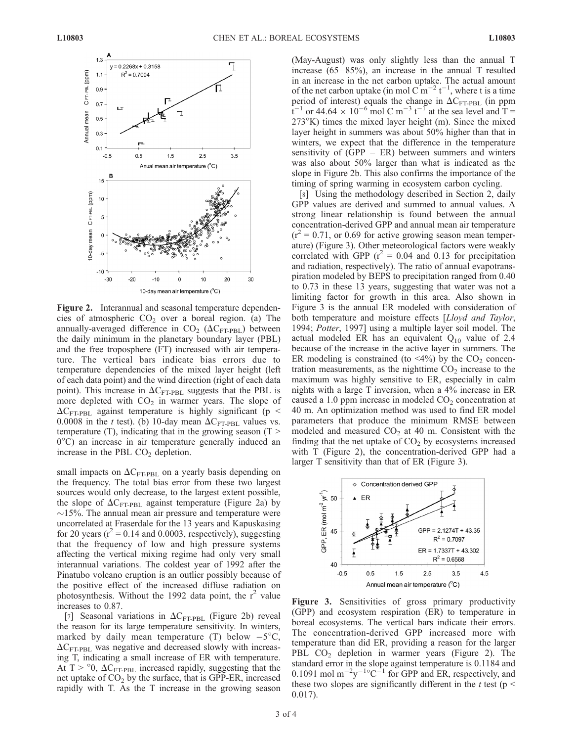**Figure 2.** Interannual and seasonal temperature dependencies of atmospheric $CO_2$ over a boreal region. (a) The annually-averaged difference in $CO_2$ ($\Delta C_{FT\text{-}PBL}$) between the daily minimum in the planetary boundary layer (PBL) and the free troposphere (FT) increased with air temperature. The vertical bars indicate bias errors due to temperature dependencies of the mixed layer height (left of each data point) and the wind direction (right of each data point). This increase in $\Delta C_{FT\text{-}PBL}$ suggests that the PBL is more depleted with $CO_2$ in warmer years. The slope of $\Delta C_{FT\text{-}PBL}$ against temperature is highly significant ($p < 0.0008$ in the *t* test). (b) 10-day mean $\Delta C_{FT\text{-}PBL}$ values vs. temperature (T), indicating that in the growing season (T > 0°C) an increase in air temperature generally induced an increase in the PBL $CO_2$ depletion.

small impacts on $\Delta C_{FT\text{-}PBL}$ on a yearly basis depending on the frequency. The total bias error from these two largest sources would only decrease, to the largest extent possible, the slope of $\Delta C_{FT\text{-}PBL}$ against temperature (Figure 2a) by ~15%. The annual mean air pressure and temperature were uncorrelated at Fraserdale for the 13 years and Kapuskasing for 20 years ($r^2 = 0.14$ and 0.0003, respectively), suggesting that the frequency of low and high pressure systems affecting the vertical mixing regime had only very small interannual variations. The coldest year of 1992 after the Pinatubo volcano eruption is an outlier possibly because of the positive effect of the increased diffuse radiation on photosynthesis. Without the 1992 data point, the $r^2$ value increases to 0.87.

[7] Seasonal variations in $\Delta C_{FT\text{-}PBL}$ (Figure 2b) reveal the reason for its large temperature sensitivity. In winters, marked by daily mean temperature (T) below −5°C, $\Delta C_{FT\text{-}PBL}$ was negative and decreased slowly with increasing T, indicating a small increase of ER with temperature. At T > °0, $\Delta C_{FT\text{-}PBL}$ increased rapidly, suggesting that the net uptake of $CO_2$ by the surface, that is GPP-ER, increased rapidly with T. As the T increase in the growing season (May-August) was only slightly less than the annual T increase (65–85%), an increase in the annual T resulted in an increase in the net carbon uptake. The actual amount of the net carbon uptake (in mol C $m^{-2}$ $t^{-1}$, where t is a time period of interest) equals the change in $\Delta C_{FT\text{-}PBL}$ (in ppm $t^{-1}$ or $44.64 \times 10^{-6}$ mol C $m^{-3}$ $t^{-1}$ at the sea level and T = 273°K) times the mixed layer height (m). Since the mixed layer height in summers was about 50% higher than that in winters, we expect that the difference in the temperature sensitivity of (GPP – ER) between summers and winters was also about 50% larger than what is indicated as the slope in Figure 2b. This also confirms the importance of the timing of spring warming in ecosystem carbon cycling.

[8] Using the methodology described in Section 2, daily GPP values are derived and summed to annual values. A strong linear relationship is found between the annual concentration-derived GPP and annual mean air temperature ($r^2 = 0.71$, or 0.69 for active growing season mean temperature) (Figure 3). Other meteorological factors were weakly correlated with GPP ($r^2 = 0.04$ and 0.13 for precipitation and radiation, respectively). The ratio of annual evapotranspiration modeled by BEPS to precipitation ranged from 0.40 to 0.73 in these 13 years, suggesting that water was not a limiting factor for growth in this area. Also shown in Figure 3 is the annual ER modeled with consideration of both temperature and moisture effects [*Lloyd and Taylor*, 1994; *Potter*, 1997] using a multiple layer soil model. The actual modeled ER has an equivalent $Q_{10}$ value of 2.4 because of the increase in the active layer in summers. The ER modeling is constrained (to <4%) by the $CO_2$ concentration measurements, as the nighttime $CO_2$ increase to the maximum was highly sensitive to ER, especially in calm nights with a large T inversion, when a 4% increase in ER caused a 1.0 ppm increase in modeled $CO_2$ concentration at 40 m. An optimization method was used to find ER model parameters that produce the minimum RMSE between modeled and measured $CO_2$ at 40 m. Consistent with the finding that the net uptake of $CO_2$ by ecosystems increased with T (Figure 2), the concentration-derived GPP had a larger T sensitivity than that of ER (Figure 3).

**Figure 3.** Sensitivities of gross primary productivity (GPP) and ecosystem respiration (ER) to temperature in boreal ecosystems. The vertical bars indicate their errors. The concentration-derived GPP increased more with temperature than did ER, providing a reason for the larger PBL $CO_2$ depletion in warmer years (Figure 2). The standard error in the slope against temperature is 0.1184 and 0.1091 mol $m^{-2}y^{-1}$°$C^{-1}$ for GPP and ER, respectively, and these two slopes are significantly different in the *t* test ($p < 0.017$).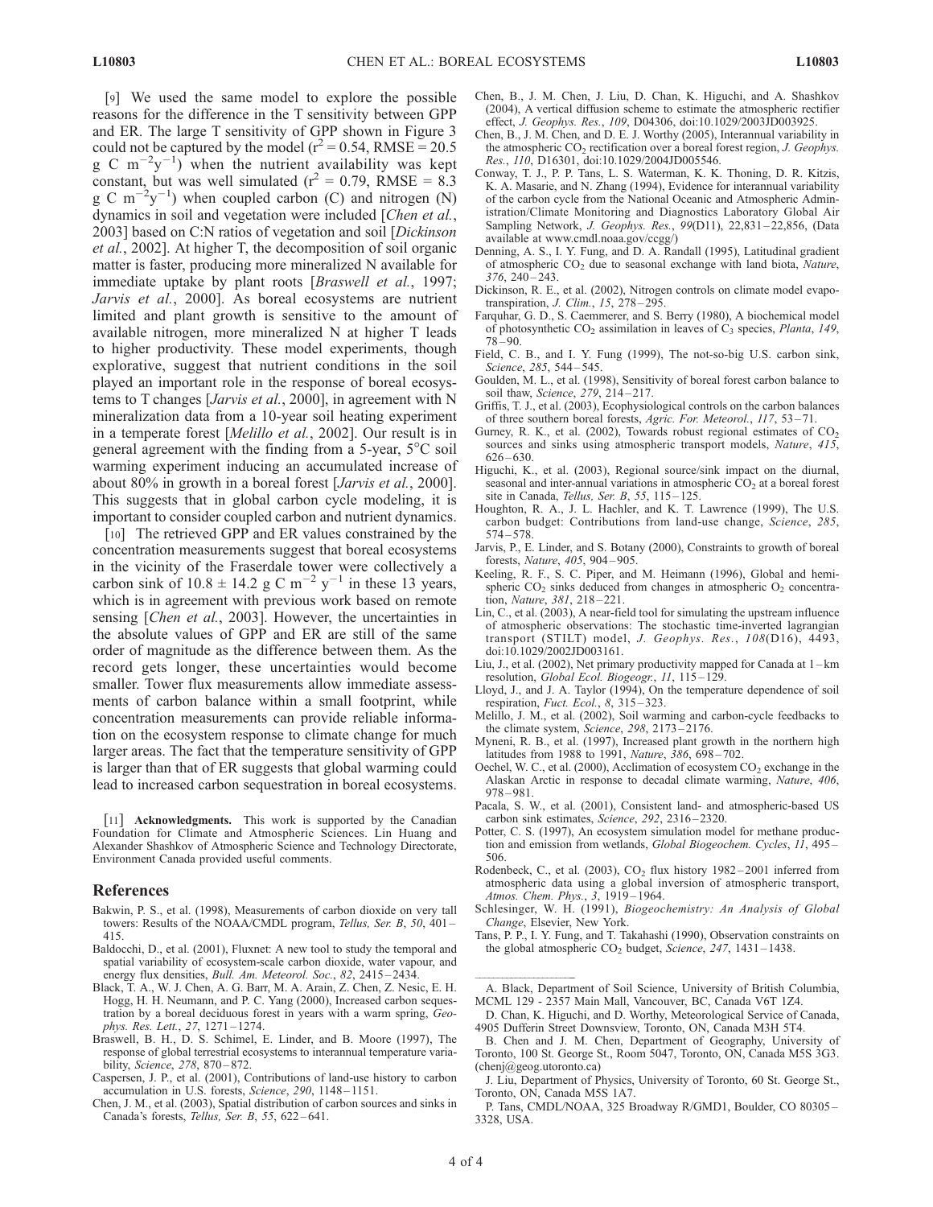[9] We used the same model to explore the possible reasons for the difference in the T sensitivity between GPP and ER. The large T sensitivity of GPP shown in Figure 3 could not be captured by the model ($r^2 = 0.54$, RMSE = 20.5 g C $m^{-2}y^{-1}$) when the nutrient availability was kept constant, but was well simulated ($r^2 = 0.79$, RMSE = 8.3 g C $m^{-2}y^{-1}$) when coupled carbon (C) and nitrogen (N) dynamics in soil and vegetation were included [*Chen et al.*, 2003] based on C:N ratios of vegetation and soil [*Dickinson et al.*, 2002]. At higher T, the decomposition of soil organic matter is faster, producing more mineralized N available for immediate uptake by plant roots [*Braswell et al.*, 1997; *Jarvis et al.*, 2000]. As boreal ecosystems are nutrient limited and plant growth is sensitive to the amount of available nitrogen, more mineralized N at higher T leads to higher productivity. These model experiments, though explorative, suggest that nutrient conditions in the soil played an important role in the response of boreal ecosystems to T changes [*Jarvis et al.*, 2000], in agreement with N mineralization data from a 10-year soil heating experiment in a temperate forest [*Melillo et al.*, 2002]. Our result is in general agreement with the finding from a 5-year, 5°C soil warming experiment inducing an accumulated increase of about 80% in growth in a boreal forest [*Jarvis et al.*, 2000]. This suggests that in global carbon cycle modeling, it is important to consider coupled carbon and nutrient dynamics.

[10] The retrieved GPP and ER values constrained by the concentration measurements suggest that boreal ecosystems in the vicinity of the Fraserdale tower were collectively a carbon sink of 10.8 ± 14.2 g C $m^{-2}$ $y^{-1}$ in these 13 years, which is in agreement with previous work based on remote sensing [*Chen et al.*, 2003]. However, the uncertainties in the absolute values of GPP and ER are still of the same order of magnitude as the difference between them. As the record gets longer, these uncertainties would become smaller. Tower flux measurements allow immediate assessments of carbon balance within a small footprint, while concentration measurements can provide reliable information on the ecosystem response to climate change for much larger areas. The fact that the temperature sensitivity of GPP is larger than that of ER suggests that global warming could lead to increased carbon sequestration in boreal ecosystems.

[11] **Acknowledgments.** This work is supported by the Canadian Foundation for Climate and Atmospheric Sciences. Lin Huang and Alexander Shashkov of Atmospheric Science and Technology Directorate, Environment Canada provided useful comments.

## References

Bakwin, P. S., et al. (1998), Measurements of carbon dioxide on very tall towers: Results of the NOAA/CMDL program, *Tellus, Ser. B*, *50*, 401–415.

Baldocchi, D., et al. (2001), Fluxnet: A new tool to study the temporal and spatial variability of ecosystem-scale carbon dioxide, water vapour, and energy flux densities, *Bull. Am. Meteorol. Soc.*, *82*, 2415–2434.

Black, T. A., W. J. Chen, A. G. Barr, M. A. Arain, Z. Chen, Z. Nesic, E. H. Hogg, H. H. Neumann, and P. C. Yang (2000), Increased carbon sequestration by a boreal deciduous forest in years with a warm spring, *Geophys. Res. Lett.*, *27*, 1271–1274.

Braswell, B. H., D. S. Schimel, E. Linder, and B. Moore (1997), The response of global terrestrial ecosystems to interannual temperature variability, *Science*, *278*, 870–872.

Caspersen, J. P., et al. (2001), Contributions of land-use history to carbon accumulation in U.S. forests, *Science*, *290*, 1148–1151.

Chen, J. M., et al. (2003), Spatial distribution of carbon sources and sinks in Canada's forests, *Tellus, Ser. B*, *55*, 622–641.

Chen, B., J. M. Chen, J. Liu, D. Chan, K. Higuchi, and A. Shashkov (2004), A vertical diffusion scheme to estimate the atmospheric rectifier effect, *J. Geophys. Res.*, *109*, D04306, doi:10.1029/2003JD003925.

Chen, B., J. M. Chen, and D. E. J. Worthy (2005), Interannual variability in the atmospheric $CO_2$ rectification over a boreal forest region, *J. Geophys. Res.*, *110*, D16301, doi:10.1029/2004JD005546.

Conway, T. J., P. P. Tans, L. S. Waterman, K. K. Thoning, D. R. Kitzis, K. A. Masarie, and N. Zhang (1994), Evidence for interannual variability of the carbon cycle from the National Oceanic and Atmospheric Administration/Climate Monitoring and Diagnostics Laboratory Global Air Sampling Network, *J. Geophys. Res.*, *99*(D11), 22,831–22,856, (Data available at www.cmdl.noaa.gov/ccgg/)

Denning, A. S., I. Y. Fung, and D. A. Randall (1995), Latitudinal gradient of atmospheric $CO_2$ due to seasonal exchange with land biota, *Nature*, *376*, 240–243.

Dickinson, R. E., et al. (2002), Nitrogen controls on climate model evapotranspiration, *J. Clim.*, *15*, 278–295.

Farquhar, G. D., S. Caemmerer, and S. Berry (1980), A biochemical model of photosynthetic $CO_2$ assimilation in leaves of $C_3$ species, *Planta*, *149*, 78–90.

Field, C. B., and I. Y. Fung (1999), The not-so-big U.S. carbon sink, *Science*, *285*, 544–545.

Goulden, M. L., et al. (1998), Sensitivity of boreal forest carbon balance to soil thaw, *Science*, *279*, 214–217.

Griffis, T. J., et al. (2003), Ecophysiological controls on the carbon balances of three southern boreal forests, *Agric. For. Meteorol.*, *117*, 53–71.

Gurney, R. K., et al. (2002), Towards robust regional estimates of $CO_2$ sources and sinks using atmospheric transport models, *Nature*, *415*, 626–630.

Higuchi, K., et al. (2003), Regional source/sink impact on the diurnal, seasonal and inter-annual variations in atmospheric $CO_2$ at a boreal forest site in Canada, *Tellus, Ser. B*, *55*, 115–125.

Houghton, R. A., J. L. Hachler, and K. T. Lawrence (1999), The U.S. carbon budget: Contributions from land-use change, *Science*, *285*, 574–578.

Jarvis, P., E. Linder, and S. Botany (2000), Constraints to growth of boreal forests, *Nature*, *405*, 904–905.

Keeling, R. F., S. C. Piper, and M. Heimann (1996), Global and hemispheric $CO_2$ sinks deduced from changes in atmospheric $O_2$ concentration, *Nature*, *381*, 218–221.

Lin, C., et al. (2003), A near-field tool for simulating the upstream influence of atmospheric observations: The stochastic time-inverted lagrangian transport (STILT) model, *J. Geophys. Res.*, *108*(D16), 4493, doi:10.1029/2002JD003161.

Liu, J., et al. (2002), Net primary productivity mapped for Canada at 1–km resolution, *Global Ecol. Biogeogr.*, *11*, 115–129.

Lloyd, J., and J. A. Taylor (1994), On the temperature dependence of soil respiration, *Fuct. Ecol.*, *8*, 315–323.

Melillo, J. M., et al. (2002), Soil warming and carbon-cycle feedbacks to the climate system, *Science*, *298*, 2173–2176.

Myneni, R. B., et al. (1997), Increased plant growth in the northern high latitudes from 1988 to 1991, *Nature*, *386*, 698–702.

Oechel, W. C., et al. (2000), Acclimation of ecosystem $CO_2$ exchange in the Alaskan Arctic in response to decadal climate warming, *Nature*, *406*, 978–981.

Pacala, S. W., et al. (2001), Consistent land- and atmospheric-based US carbon sink estimates, *Science*, *292*, 2316–2320.

Potter, C. S. (1997), An ecosystem simulation model for methane production and emission from wetlands, *Global Biogeochem. Cycles*, *11*, 495–506.

Rodenbeck, C., et al. (2003), $CO_2$ flux history 1982–2001 inferred from atmospheric data using a global inversion of atmospheric transport, *Atmos. Chem. Phys.*, *3*, 1919–1964.

Schlesinger, W. H. (1991), *Biogeochemistry: An Analysis of Global Change*, Elsevier, New York.

Tans, P. P., I. Y. Fung, and T. Takahashi (1990), Observation constraints on the global atmospheric $CO_2$ budget, *Science*, *247*, 1431–1438.

---

A. Black, Department of Soil Science, University of British Columbia, MCML 129 - 2357 Main Mall, Vancouver, BC, Canada V6T 1Z4.

D. Chan, K. Higuchi, and D. Worthy, Meteorological Service of Canada, 4905 Dufferin Street Downsview, Toronto, ON, Canada M3H 5T4.

B. Chen and J. M. Chen, Department of Geography, University of Toronto, 100 St. George St., Room 5047, Toronto, ON, Canada M5S 3G3. (chenj@geog.utoronto.ca)

J. Liu, Department of Physics, University of Toronto, 60 St. George St., Toronto, ON, Canada M5S 1A7.

P. Tans, CMDL/NOAA, 325 Broadway R/GMD1, Boulder, CO 80305–3328, USA.